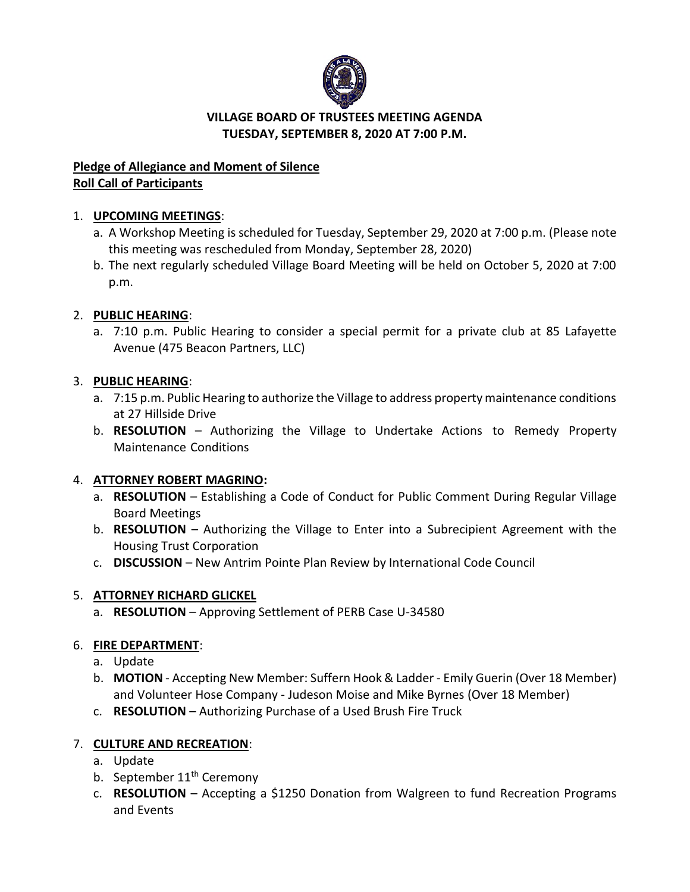# VILLAGE BOARD OF TRUSTEES MEETING AGENDA
## TUESDAY, SEPTEMBER 8, 2020 AT 7:00 P.M.

**Pledge of Allegiance and Moment of Silence**
**Roll Call of Participants**

1. **UPCOMING MEETINGS**:
   a. A Workshop Meeting is scheduled for Tuesday, September 29, 2020 at 7:00 p.m. (Please note this meeting was rescheduled from Monday, September 28, 2020)
   b. The next regularly scheduled Village Board Meeting will be held on October 5, 2020 at 7:00 p.m.

2. **PUBLIC HEARING**:
   a. 7:10 p.m. Public Hearing to consider a special permit for a private club at 85 Lafayette Avenue (475 Beacon Partners, LLC)

3. **PUBLIC HEARING**:
   a. 7:15 p.m. Public Hearing to authorize the Village to address property maintenance conditions at 27 Hillside Drive
   b. **RESOLUTION** – Authorizing the Village to Undertake Actions to Remedy Property Maintenance Conditions

4. **ATTORNEY ROBERT MAGRINO:**
   a. **RESOLUTION** – Establishing a Code of Conduct for Public Comment During Regular Village Board Meetings
   b. **RESOLUTION** – Authorizing the Village to Enter into a Subrecipient Agreement with the Housing Trust Corporation
   c. **DISCUSSION** – New Antrim Pointe Plan Review by International Code Council

5. **ATTORNEY RICHARD GLICKEL**
   a. **RESOLUTION** – Approving Settlement of PERB Case U-34580

6. **FIRE DEPARTMENT**:
   a. Update
   b. **MOTION** - Accepting New Member: Suffern Hook & Ladder - Emily Guerin (Over 18 Member) and Volunteer Hose Company - Judeson Moise and Mike Byrnes (Over 18 Member)
   c. **RESOLUTION** – Authorizing Purchase of a Used Brush Fire Truck

7. **CULTURE AND RECREATION**:
   a. Update
   b. September 11th Ceremony
   c. **RESOLUTION** – Accepting a $1250 Donation from Walgreen to fund Recreation Programs and Events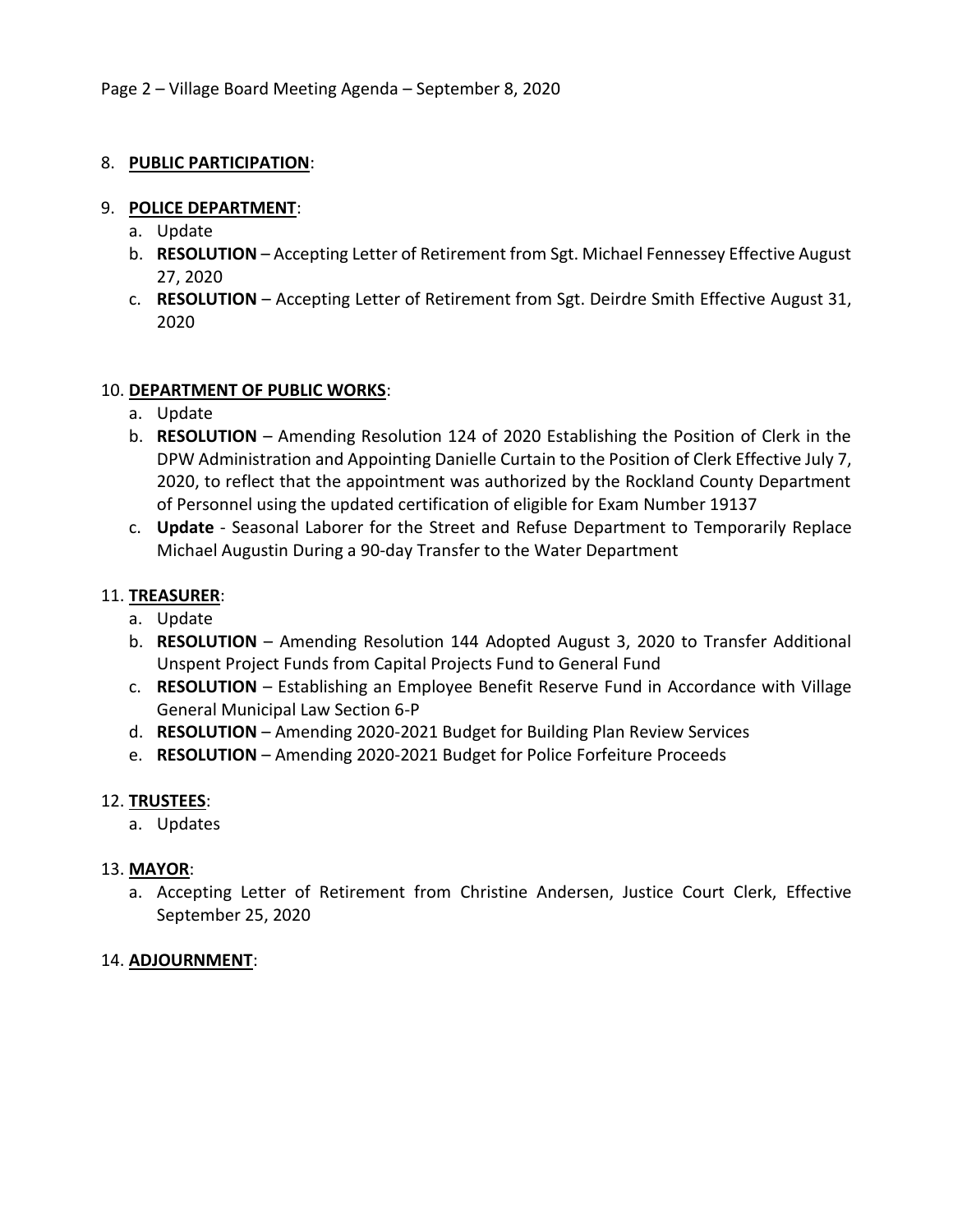8. **PUBLIC PARTICIPATION**:

9. **POLICE DEPARTMENT**:
   a. Update
   b. **RESOLUTION** – Accepting Letter of Retirement from Sgt. Michael Fennessey Effective August 27, 2020
   c. **RESOLUTION** – Accepting Letter of Retirement from Sgt. Deirdre Smith Effective August 31, 2020

10. **DEPARTMENT OF PUBLIC WORKS**:
    a. Update
    b. **RESOLUTION** – Amending Resolution 124 of 2020 Establishing the Position of Clerk in the DPW Administration and Appointing Danielle Curtain to the Position of Clerk Effective July 7, 2020, to reflect that the appointment was authorized by the Rockland County Department of Personnel using the updated certification of eligible for Exam Number 19137
    c. **Update** - Seasonal Laborer for the Street and Refuse Department to Temporarily Replace Michael Augustin During a 90-day Transfer to the Water Department

11. **TREASURER**:
    a. Update
    b. **RESOLUTION** – Amending Resolution 144 Adopted August 3, 2020 to Transfer Additional Unspent Project Funds from Capital Projects Fund to General Fund
    c. **RESOLUTION** – Establishing an Employee Benefit Reserve Fund in Accordance with Village General Municipal Law Section 6-P
    d. **RESOLUTION** – Amending 2020-2021 Budget for Building Plan Review Services
    e. **RESOLUTION** – Amending 2020-2021 Budget for Police Forfeiture Proceeds

12. **TRUSTEES**:
    a. Updates

13. **MAYOR**:
    a. Accepting Letter of Retirement from Christine Andersen, Justice Court Clerk, Effective September 25, 2020

14. **ADJOURNMENT**: